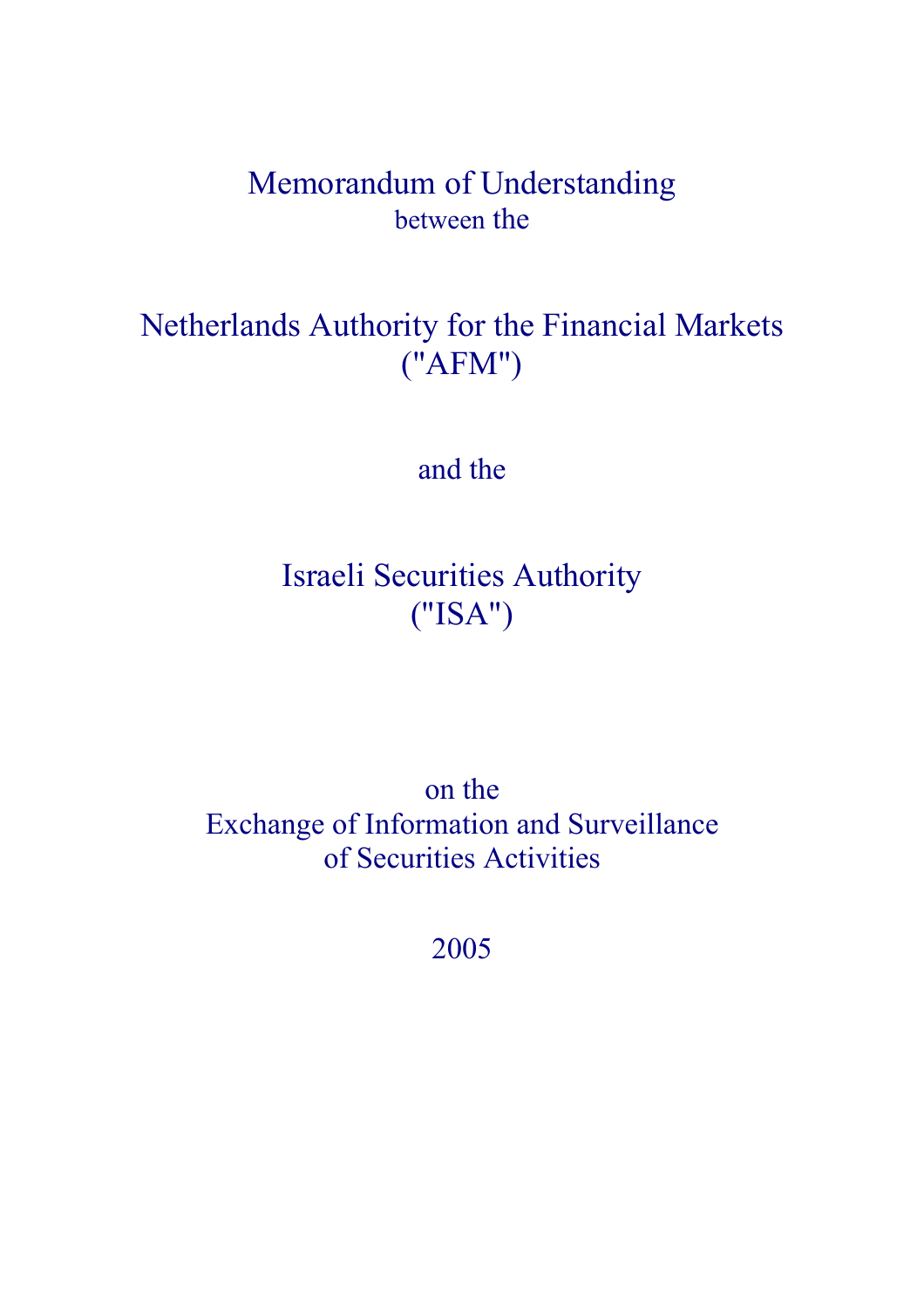# Memorandum of Understanding

between the

# Netherlands Authority for the Financial Markets ("AFM")

and the

# Israeli Securities Authority ("ISA")

on the

Exchange of Information and Surveillance of Securities Activities

2005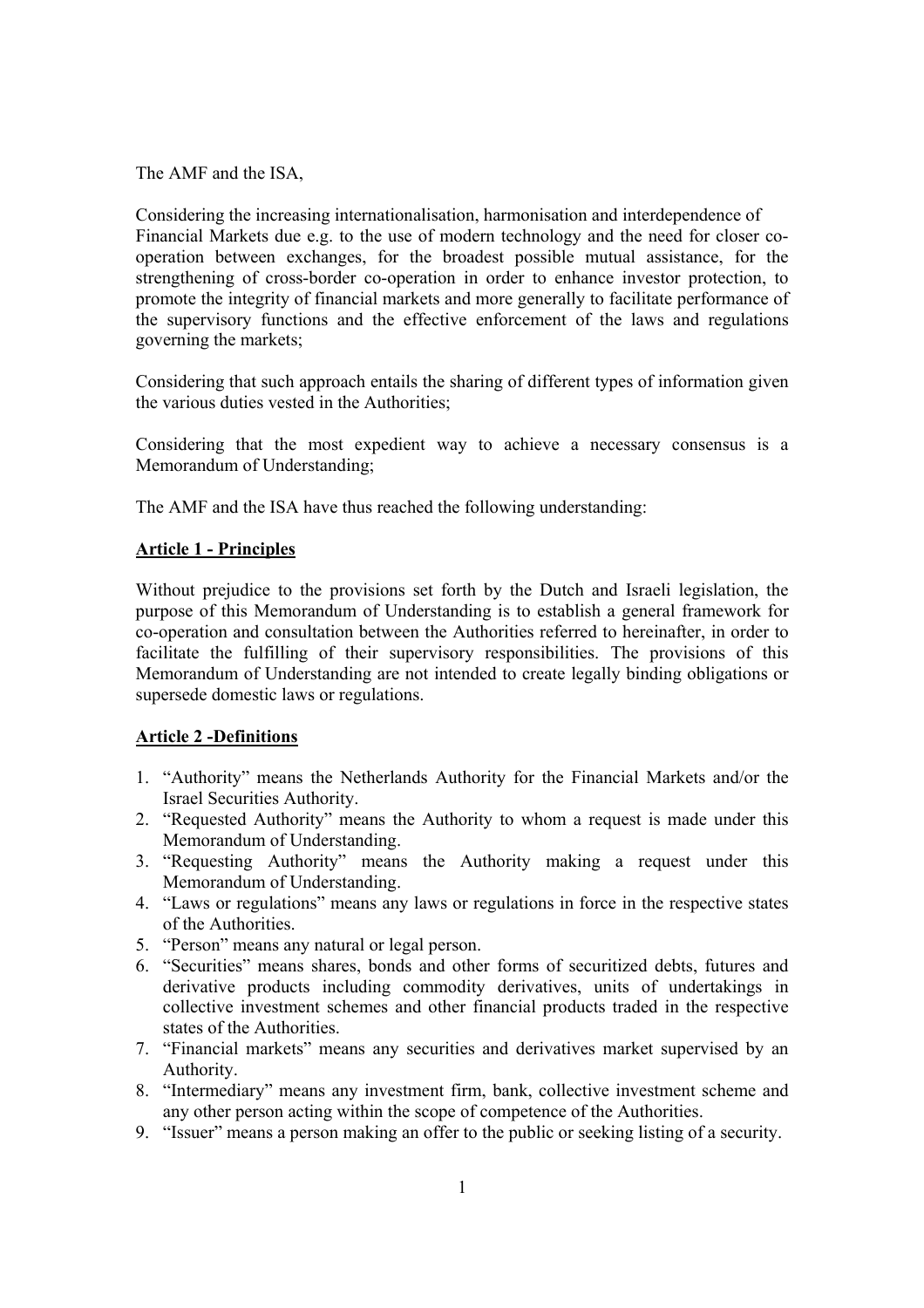The AMF and the ISA,

Considering the increasing internationalisation, harmonisation and interdependence of Financial Markets due e.g. to the use of modern technology and the need for closer co-operation between exchanges, for the broadest possible mutual assistance, for the strengthening of cross-border co-operation in order to enhance investor protection, to promote the integrity of financial markets and more generally to facilitate performance of the supervisory functions and the effective enforcement of the laws and regulations governing the markets;

Considering that such approach entails the sharing of different types of information given the various duties vested in the Authorities;

Considering that the most expedient way to achieve a necessary consensus is a Memorandum of Understanding;

The AMF and the ISA have thus reached the following understanding:

## Article 1 - Principles

Without prejudice to the provisions set forth by the Dutch and Israeli legislation, the purpose of this Memorandum of Understanding is to establish a general framework for co-operation and consultation between the Authorities referred to hereinafter, in order to facilitate the fulfilling of their supervisory responsibilities. The provisions of this Memorandum of Understanding are not intended to create legally binding obligations or supersede domestic laws or regulations.

## Article 2 -Definitions

1. "Authority" means the Netherlands Authority for the Financial Markets and/or the Israel Securities Authority.
2. "Requested Authority" means the Authority to whom a request is made under this Memorandum of Understanding.
3. "Requesting Authority" means the Authority making a request under this Memorandum of Understanding.
4. "Laws or regulations" means any laws or regulations in force in the respective states of the Authorities.
5. "Person" means any natural or legal person.
6. "Securities" means shares, bonds and other forms of securitized debts, futures and derivative products including commodity derivatives, units of undertakings in collective investment schemes and other financial products traded in the respective states of the Authorities.
7. "Financial markets" means any securities and derivatives market supervised by an Authority.
8. "Intermediary" means any investment firm, bank, collective investment scheme and any other person acting within the scope of competence of the Authorities.
9. "Issuer" means a person making an offer to the public or seeking listing of a security.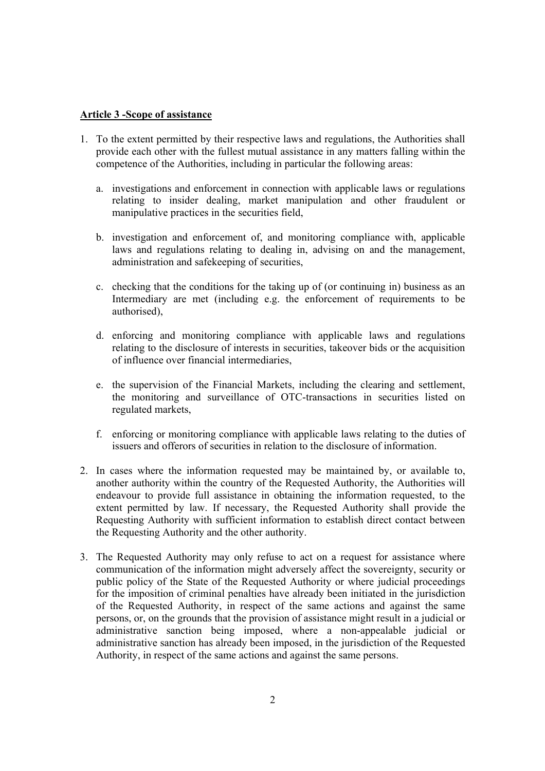**Article 3 -Scope of assistance**

1. To the extent permitted by their respective laws and regulations, the Authorities shall provide each other with the fullest mutual assistance in any matters falling within the competence of the Authorities, including in particular the following areas:

   a. investigations and enforcement in connection with applicable laws or regulations relating to insider dealing, market manipulation and other fraudulent or manipulative practices in the securities field,

   b. investigation and enforcement of, and monitoring compliance with, applicable laws and regulations relating to dealing in, advising on and the management, administration and safekeeping of securities,

   c. checking that the conditions for the taking up of (or continuing in) business as an Intermediary are met (including e.g. the enforcement of requirements to be authorised),

   d. enforcing and monitoring compliance with applicable laws and regulations relating to the disclosure of interests in securities, takeover bids or the acquisition of influence over financial intermediaries,

   e. the supervision of the Financial Markets, including the clearing and settlement, the monitoring and surveillance of OTC-transactions in securities listed on regulated markets,

   f. enforcing or monitoring compliance with applicable laws relating to the duties of issuers and offerors of securities in relation to the disclosure of information.

2. In cases where the information requested may be maintained by, or available to, another authority within the country of the Requested Authority, the Authorities will endeavour to provide full assistance in obtaining the information requested, to the extent permitted by law. If necessary, the Requested Authority shall provide the Requesting Authority with sufficient information to establish direct contact between the Requesting Authority and the other authority.

3. The Requested Authority may only refuse to act on a request for assistance where communication of the information might adversely affect the sovereignty, security or public policy of the State of the Requested Authority or where judicial proceedings for the imposition of criminal penalties have already been initiated in the jurisdiction of the Requested Authority, in respect of the same actions and against the same persons, or, on the grounds that the provision of assistance might result in a judicial or administrative sanction being imposed, where a non-appealable judicial or administrative sanction has already been imposed, in the jurisdiction of the Requested Authority, in respect of the same actions and against the same persons.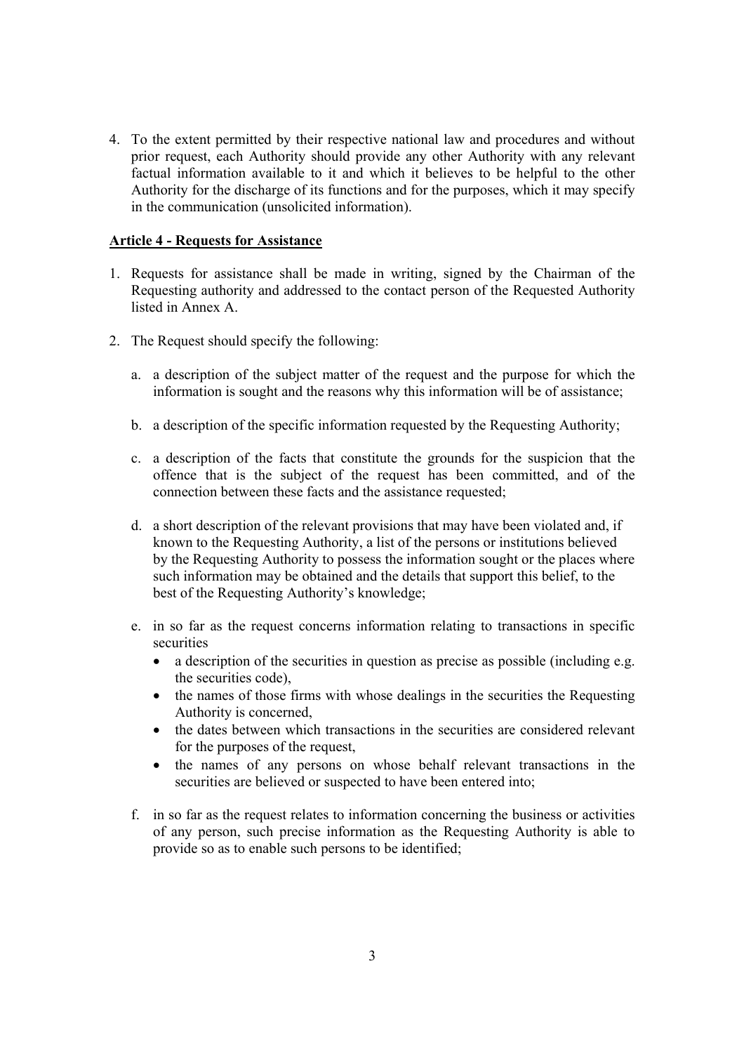4. To the extent permitted by their respective national law and procedures and without prior request, each Authority should provide any other Authority with any relevant factual information available to it and which it believes to be helpful to the other Authority for the discharge of its functions and for the purposes, which it may specify in the communication (unsolicited information).

## Article 4 - Requests for Assistance

1. Requests for assistance shall be made in writing, signed by the Chairman of the Requesting authority and addressed to the contact person of the Requested Authority listed in Annex A.

2. The Request should specify the following:

   a. a description of the subject matter of the request and the purpose for which the information is sought and the reasons why this information will be of assistance;

   b. a description of the specific information requested by the Requesting Authority;

   c. a description of the facts that constitute the grounds for the suspicion that the offence that is the subject of the request has been committed, and of the connection between these facts and the assistance requested;

   d. a short description of the relevant provisions that may have been violated and, if known to the Requesting Authority, a list of the persons or institutions believed by the Requesting Authority to possess the information sought or the places where such information may be obtained and the details that support this belief, to the best of the Requesting Authority's knowledge;

   e. in so far as the request concerns information relating to transactions in specific securities
      - a description of the securities in question as precise as possible (including e.g. the securities code),
      - the names of those firms with whose dealings in the securities the Requesting Authority is concerned,
      - the dates between which transactions in the securities are considered relevant for the purposes of the request,
      - the names of any persons on whose behalf relevant transactions in the securities are believed or suspected to have been entered into;

   f. in so far as the request relates to information concerning the business or activities of any person, such precise information as the Requesting Authority is able to provide so as to enable such persons to be identified;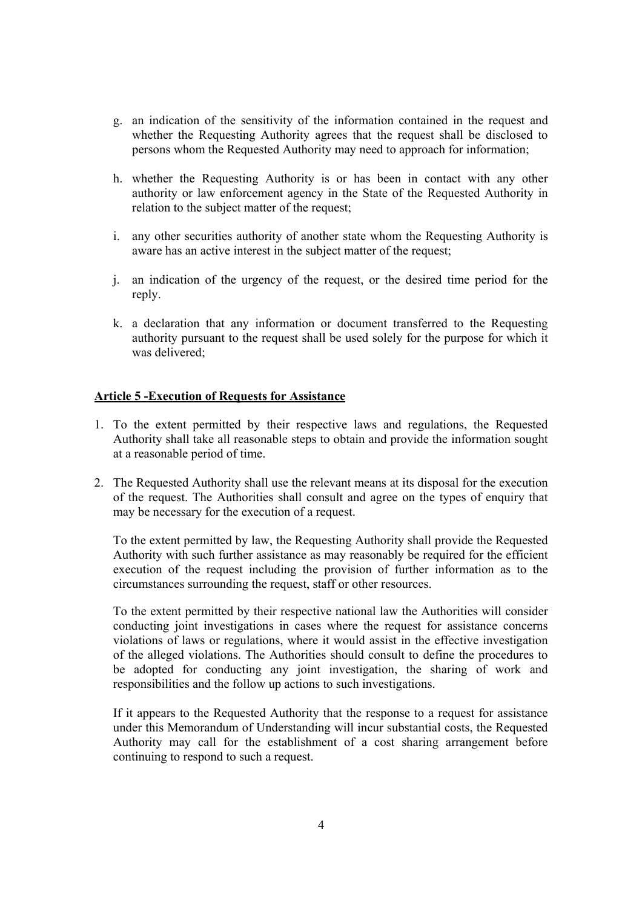g. an indication of the sensitivity of the information contained in the request and whether the Requesting Authority agrees that the request shall be disclosed to persons whom the Requested Authority may need to approach for information;

h. whether the Requesting Authority is or has been in contact with any other authority or law enforcement agency in the State of the Requested Authority in relation to the subject matter of the request;

i. any other securities authority of another state whom the Requesting Authority is aware has an active interest in the subject matter of the request;

j. an indication of the urgency of the request, or the desired time period for the reply.

k. a declaration that any information or document transferred to the Requesting authority pursuant to the request shall be used solely for the purpose for which it was delivered;

**Article 5 -Execution of Requests for Assistance**

1. To the extent permitted by their respective laws and regulations, the Requested Authority shall take all reasonable steps to obtain and provide the information sought at a reasonable period of time.

2. The Requested Authority shall use the relevant means at its disposal for the execution of the request. The Authorities shall consult and agree on the types of enquiry that may be necessary for the execution of a request.

   To the extent permitted by law, the Requesting Authority shall provide the Requested Authority with such further assistance as may reasonably be required for the efficient execution of the request including the provision of further information as to the circumstances surrounding the request, staff or other resources.

   To the extent permitted by their respective national law the Authorities will consider conducting joint investigations in cases where the request for assistance concerns violations of laws or regulations, where it would assist in the effective investigation of the alleged violations. The Authorities should consult to define the procedures to be adopted for conducting any joint investigation, the sharing of work and responsibilities and the follow up actions to such investigations.

   If it appears to the Requested Authority that the response to a request for assistance under this Memorandum of Understanding will incur substantial costs, the Requested Authority may call for the establishment of a cost sharing arrangement before continuing to respond to such a request.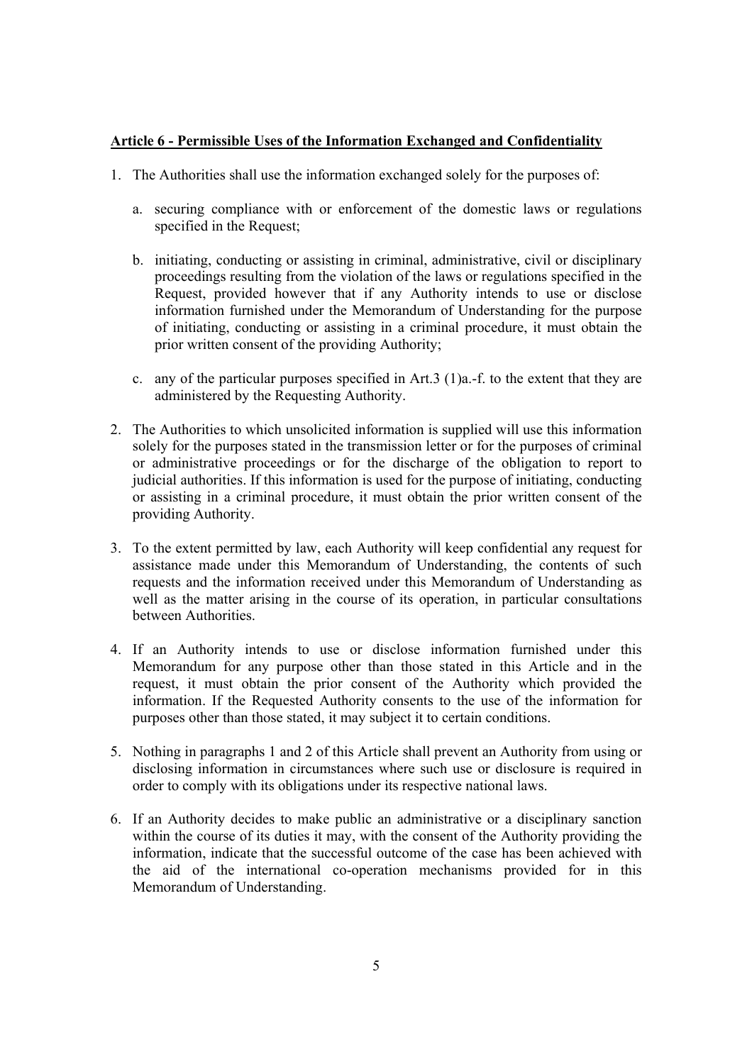**Article 6 - Permissible Uses of the Information Exchanged and Confidentiality**

1. The Authorities shall use the information exchanged solely for the purposes of:

   a. securing compliance with or enforcement of the domestic laws or regulations specified in the Request;

   b. initiating, conducting or assisting in criminal, administrative, civil or disciplinary proceedings resulting from the violation of the laws or regulations specified in the Request, provided however that if any Authority intends to use or disclose information furnished under the Memorandum of Understanding for the purpose of initiating, conducting or assisting in a criminal procedure, it must obtain the prior written consent of the providing Authority;

   c. any of the particular purposes specified in Art.3 (1)a.-f. to the extent that they are administered by the Requesting Authority.

2. The Authorities to which unsolicited information is supplied will use this information solely for the purposes stated in the transmission letter or for the purposes of criminal or administrative proceedings or for the discharge of the obligation to report to judicial authorities. If this information is used for the purpose of initiating, conducting or assisting in a criminal procedure, it must obtain the prior written consent of the providing Authority.

3. To the extent permitted by law, each Authority will keep confidential any request for assistance made under this Memorandum of Understanding, the contents of such requests and the information received under this Memorandum of Understanding as well as the matter arising in the course of its operation, in particular consultations between Authorities.

4. If an Authority intends to use or disclose information furnished under this Memorandum for any purpose other than those stated in this Article and in the request, it must obtain the prior consent of the Authority which provided the information. If the Requested Authority consents to the use of the information for purposes other than those stated, it may subject it to certain conditions.

5. Nothing in paragraphs 1 and 2 of this Article shall prevent an Authority from using or disclosing information in circumstances where such use or disclosure is required in order to comply with its obligations under its respective national laws.

6. If an Authority decides to make public an administrative or a disciplinary sanction within the course of its duties it may, with the consent of the Authority providing the information, indicate that the successful outcome of the case has been achieved with the aid of the international co-operation mechanisms provided for in this Memorandum of Understanding.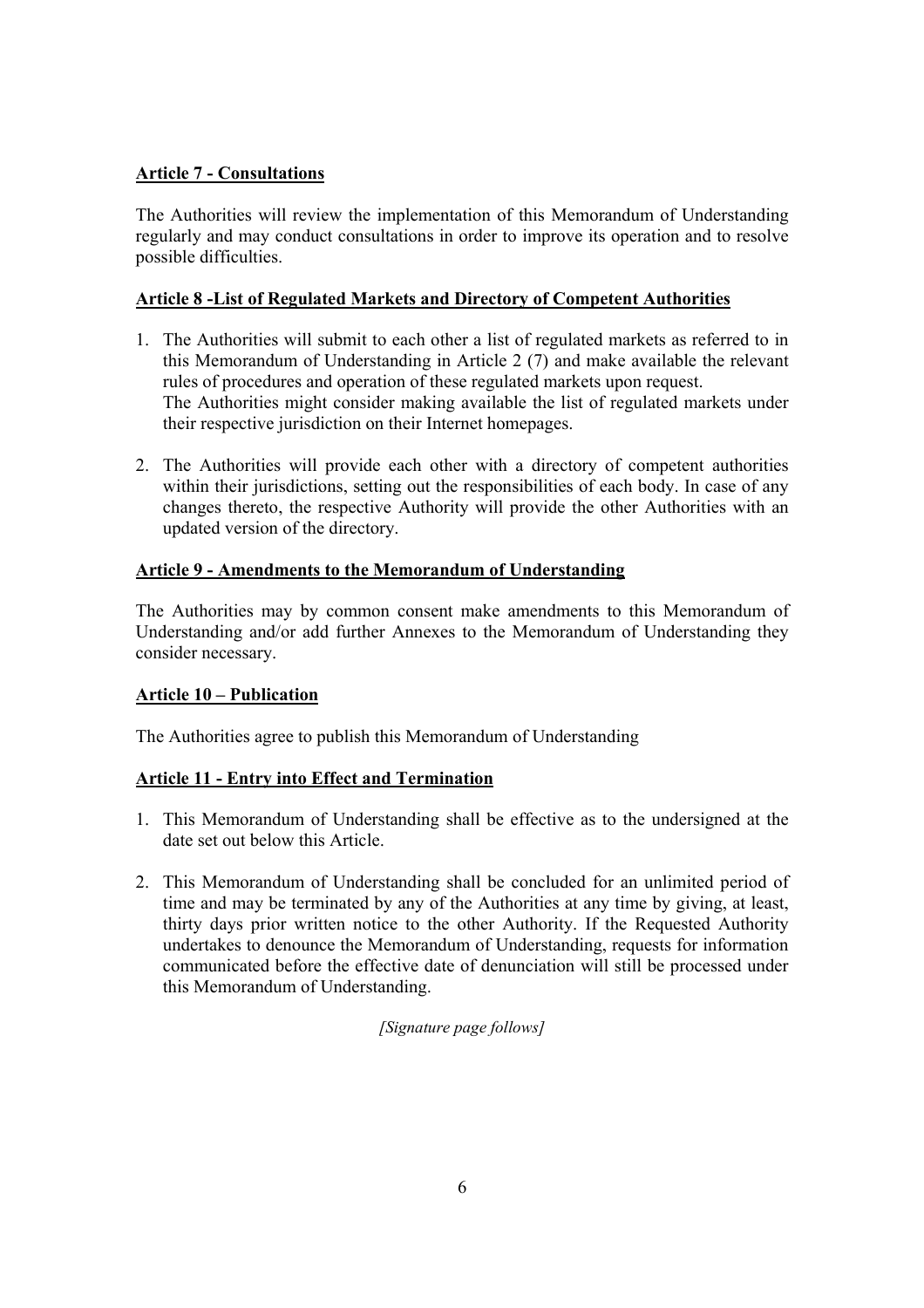### Article 7 - Consultations

The Authorities will review the implementation of this Memorandum of Understanding regularly and may conduct consultations in order to improve its operation and to resolve possible difficulties.

### Article 8 -List of Regulated Markets and Directory of Competent Authorities

1. The Authorities will submit to each other a list of regulated markets as referred to in this Memorandum of Understanding in Article 2 (7) and make available the relevant rules of procedures and operation of these regulated markets upon request.
   The Authorities might consider making available the list of regulated markets under their respective jurisdiction on their Internet homepages.

2. The Authorities will provide each other with a directory of competent authorities within their jurisdictions, setting out the responsibilities of each body. In case of any changes thereto, the respective Authority will provide the other Authorities with an updated version of the directory.

### Article 9 - Amendments to the Memorandum of Understanding

The Authorities may by common consent make amendments to this Memorandum of Understanding and/or add further Annexes to the Memorandum of Understanding they consider necessary.

### Article 10 – Publication

The Authorities agree to publish this Memorandum of Understanding

### Article 11 - Entry into Effect and Termination

1. This Memorandum of Understanding shall be effective as to the undersigned at the date set out below this Article.

2. This Memorandum of Understanding shall be concluded for an unlimited period of time and may be terminated by any of the Authorities at any time by giving, at least, thirty days prior written notice to the other Authority. If the Requested Authority undertakes to denounce the Memorandum of Understanding, requests for information communicated before the effective date of denunciation will still be processed under this Memorandum of Understanding.

*[Signature page follows]*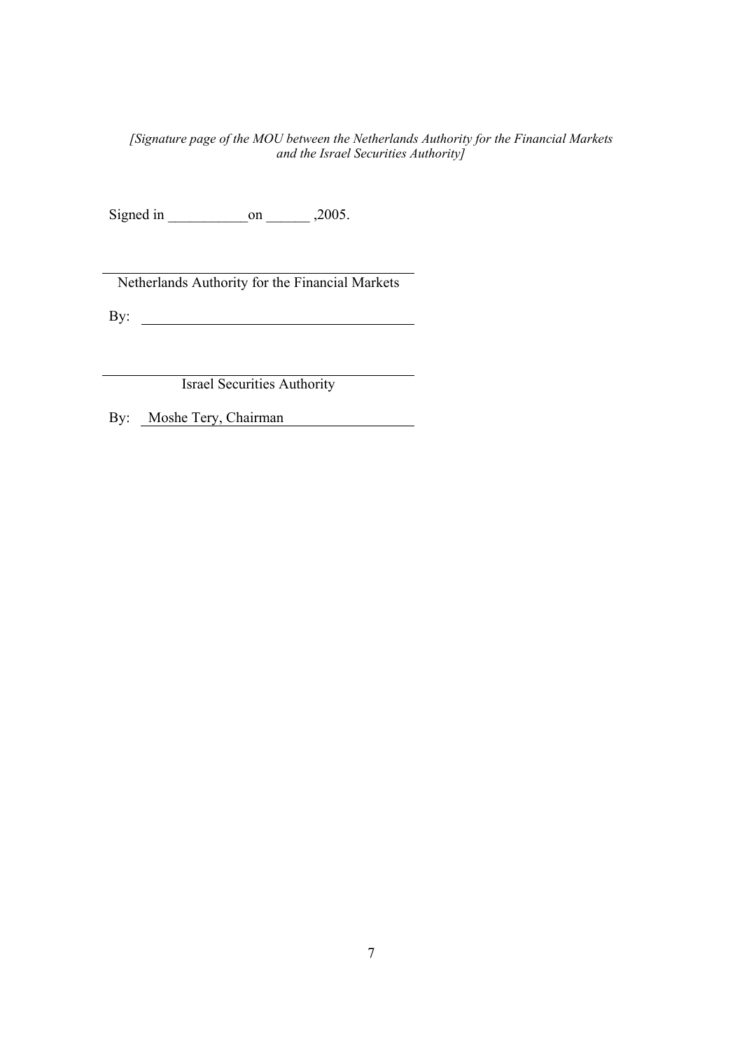*[Signature page of the MOU between the Netherlands Authority for the Financial Markets and the Israel Securities Authority]*

Signed in ___________on ______ ,2005.

_____________________________________________

Netherlands Authority for the Financial Markets

By: _____________________________________

_____________________________________________

Israel Securities Authority

By: Moshe Tery, Chairman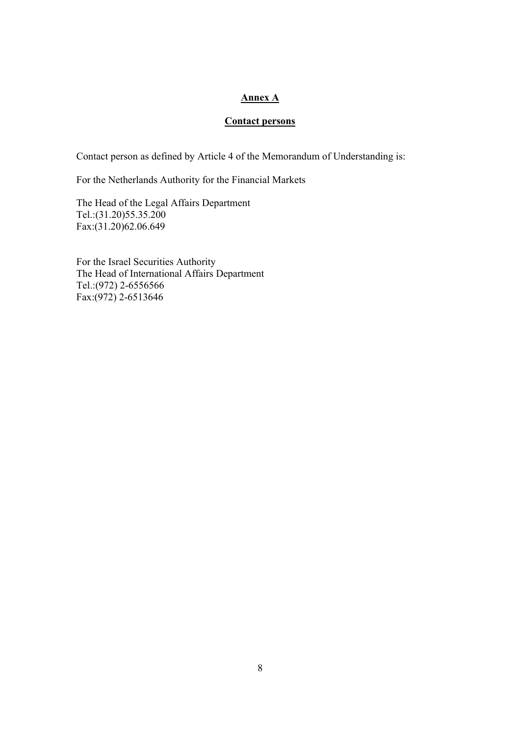## Annex A

## Contact persons

Contact person as defined by Article 4 of the Memorandum of Understanding is:

For the Netherlands Authority for the Financial Markets

The Head of the Legal Affairs Department
Tel.:(31.20)55.35.200
Fax:(31.20)62.06.649

For the Israel Securities Authority
The Head of International Affairs Department
Tel.:(972) 2-6556566
Fax:(972) 2-6513646